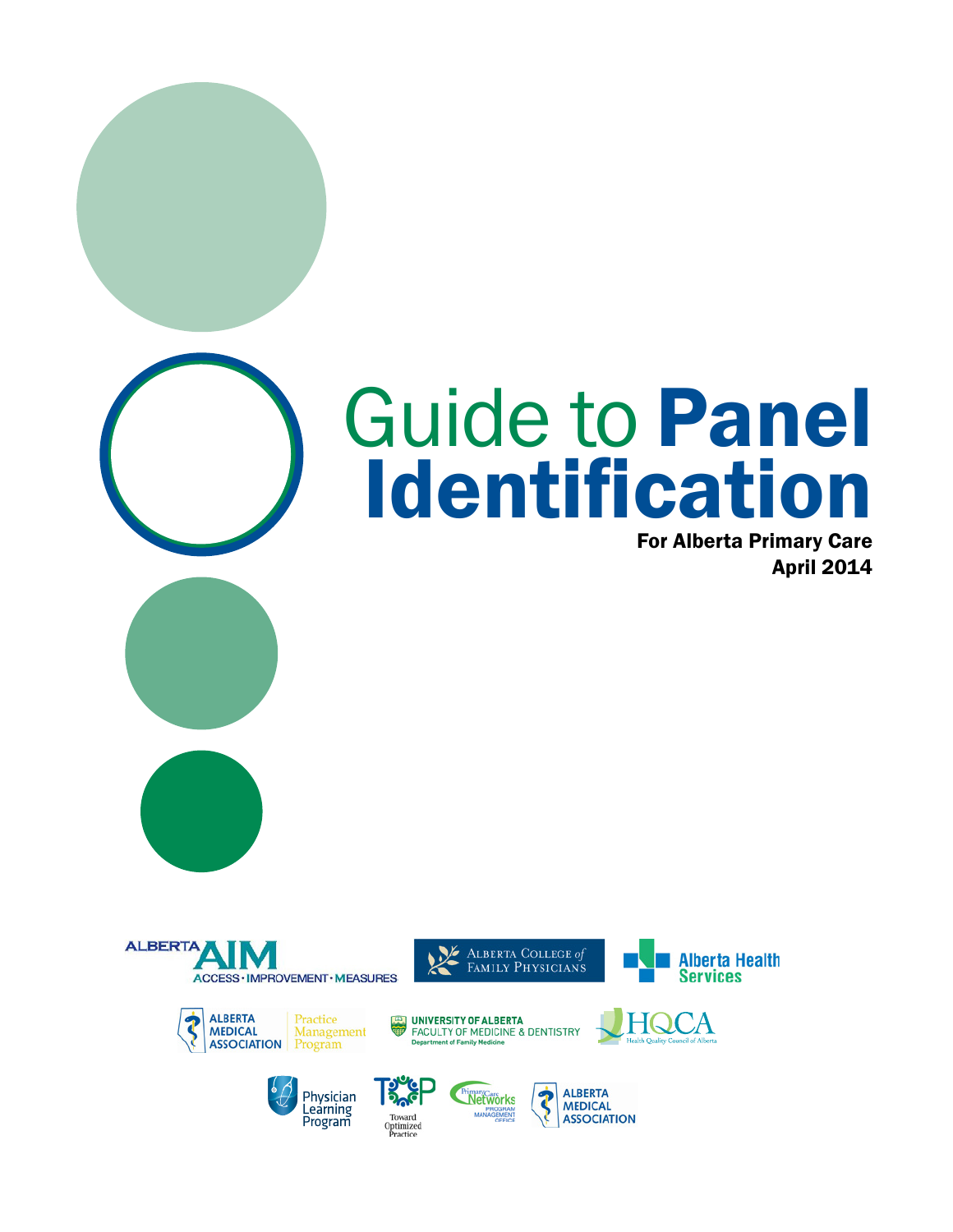# Guide to Panel Identification

**For Alberta Primary Care**

**April 2014**

ALBERTA AIM ACCESS · IMPROVEMENT · MEASURES

Alberta College of Family Physicians

Alberta Health Services

Alberta Medical Association Practice Management Program

University of Alberta Faculty of Medicine & Dentistry Department of Family Medicine

HQCA Health Quality Council of Alberta

Physician Learning Program

TOP Toward Optimized Practice

Primary Care Networks Program Management Office

Alberta Medical Association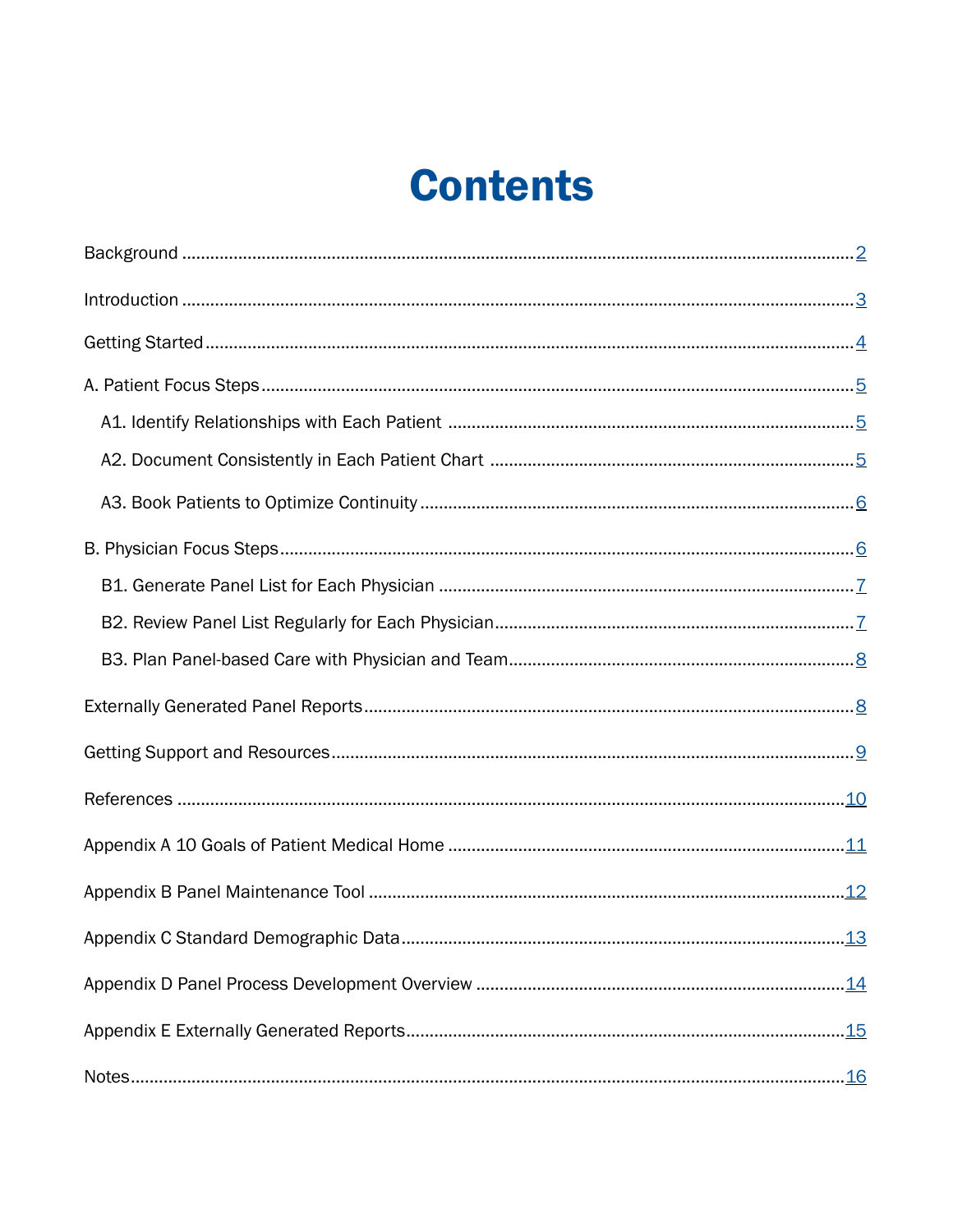# Contents

Background ........................................................................................................................ 2

Introduction ........................................................................................................................ 3

Getting Started ..................................................................................................................... 4

A. Patient Focus Steps ........................................................................................................... 5

- A1. Identify Relationships with Each Patient ..................................................................... 5
- A2. Document Consistently in Each Patient Chart ............................................................ 5
- A3. Book Patients to Optimize Continuity ......................................................................... 6

B. Physician Focus Steps ....................................................................................................... 6

- B1. Generate Panel List for Each Physician ....................................................................... 7
- B2. Review Panel List Regularly for Each Physician ............................................................ 7
- B3. Plan Panel-based Care with Physician and Team ........................................................ 8

Externally Generated Panel Reports ...................................................................................... 8

Getting Support and Resources ............................................................................................. 9

References ......................................................................................................................... 10

Appendix A 10 Goals of Patient Medical Home .................................................................... 11

Appendix B Panel Maintenance Tool .................................................................................... 12

Appendix C Standard Demographic Data ............................................................................. 13

Appendix D Panel Process Development Overview .............................................................. 14

Appendix E Externally Generated Reports ............................................................................ 15

Notes ................................................................................................................................. 16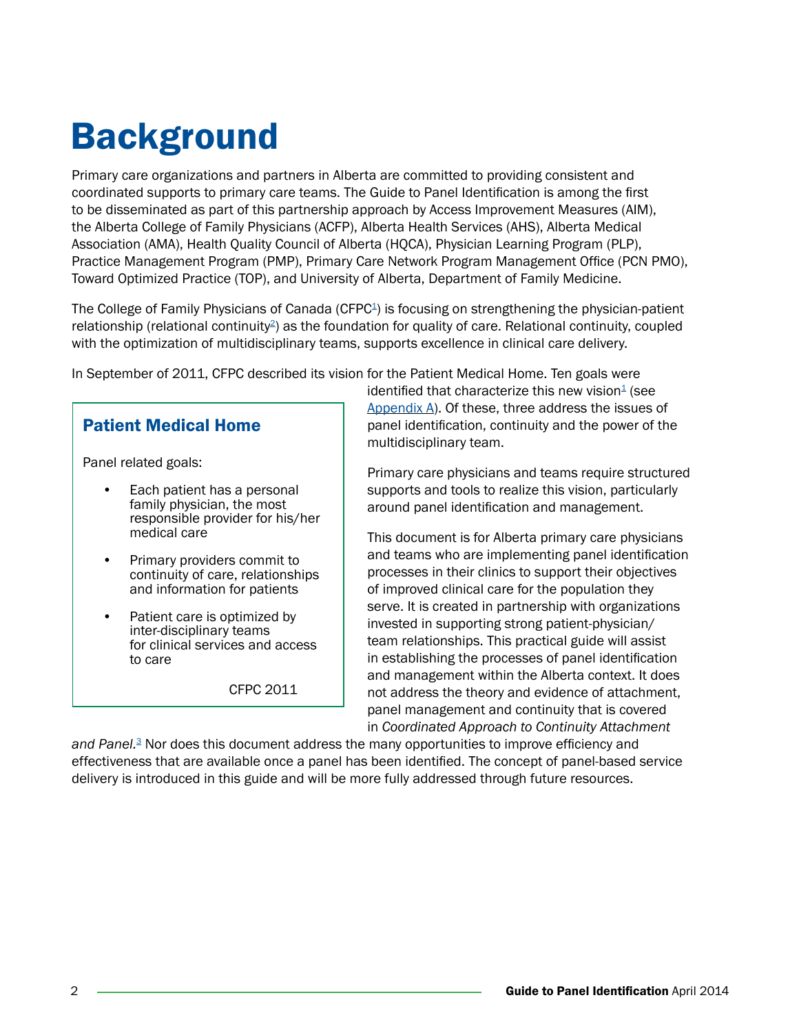# Background

Primary care organizations and partners in Alberta are committed to providing consistent and coordinated supports to primary care teams. The Guide to Panel Identification is among the first to be disseminated as part of this partnership approach by Access Improvement Measures (AIM), the Alberta College of Family Physicians (ACFP), Alberta Health Services (AHS), Alberta Medical Association (AMA), Health Quality Council of Alberta (HQCA), Physician Learning Program (PLP), Practice Management Program (PMP), Primary Care Network Program Management Office (PCN PMO), Toward Optimized Practice (TOP), and University of Alberta, Department of Family Medicine.

The College of Family Physicians of Canada (CFPC[1]) is focusing on strengthening the physician-patient relationship (relational continuity[2]) as the foundation for quality of care. Relational continuity, coupled with the optimization of multidisciplinary teams, supports excellence in clinical care delivery.

In September of 2011, CFPC described its vision for the Patient Medical Home. Ten goals were identified that characterize this new vision[1] (see Appendix A). Of these, three address the issues of panel identification, continuity and the power of the multidisciplinary team.

> ### Patient Medical Home
>
> Panel related goals:
>
> - Each patient has a personal family physician, the most responsible provider for his/her medical care
> - Primary providers commit to continuity of care, relationships and information for patients
> - Patient care is optimized by inter-disciplinary teams for clinical services and access to care
>
> CFPC 2011

Primary care physicians and teams require structured supports and tools to realize this vision, particularly around panel identification and management.

This document is for Alberta primary care physicians and teams who are implementing panel identification processes in their clinics to support their objectives of improved clinical care for the population they serve. It is created in partnership with organizations invested in supporting strong patient-physician/team relationships. This practical guide will assist in establishing the processes of panel identification and management within the Alberta context. It does not address the theory and evidence of attachment, panel management and continuity that is covered in *Coordinated Approach to Continuity Attachment and Panel*.[3] Nor does this document address the many opportunities to improve efficiency and effectiveness that are available once a panel has been identified. The concept of panel-based service delivery is introduced in this guide and will be more fully addressed through future resources.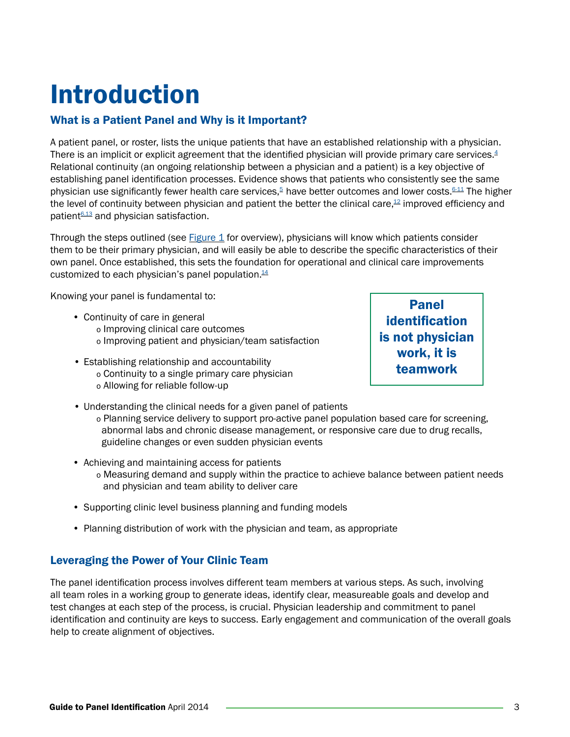# Introduction

## What is a Patient Panel and Why is it Important?

A patient panel, or roster, lists the unique patients that have an established relationship with a physician. There is an implicit or explicit agreement that the identified physician will provide primary care services.[4] Relational continuity (an ongoing relationship between a physician and a patient) is a key objective of establishing panel identification processes. Evidence shows that patients who consistently see the same physician use significantly fewer health care services,[5] have better outcomes and lower costs.[6-11] The higher the level of continuity between physician and patient the better the clinical care,[12] improved efficiency and patient[6,13] and physician satisfaction.

Through the steps outlined (see Figure 1 for overview), physicians will know which patients consider them to be their primary physician, and will easily be able to describe the specific characteristics of their own panel. Once established, this sets the foundation for operational and clinical care improvements customized to each physician's panel population.[14]

**Panel identification is not physician work, it is teamwork**

Knowing your panel is fundamental to:

- Continuity of care in general
  - Improving clinical care outcomes
  - Improving patient and physician/team satisfaction
- Establishing relationship and accountability
  - Continuity to a single primary care physician
  - Allowing for reliable follow-up
- Understanding the clinical needs for a given panel of patients
  - Planning service delivery to support pro-active panel population based care for screening, abnormal labs and chronic disease management, or responsive care due to drug recalls, guideline changes or even sudden physician events
- Achieving and maintaining access for patients
  - Measuring demand and supply within the practice to achieve balance between patient needs and physician and team ability to deliver care
- Supporting clinic level business planning and funding models
- Planning distribution of work with the physician and team, as appropriate

## Leveraging the Power of Your Clinic Team

The panel identification process involves different team members at various steps. As such, involving all team roles in a working group to generate ideas, identify clear, measureable goals and develop and test changes at each step of the process, is crucial. Physician leadership and commitment to panel identification and continuity are keys to success. Early engagement and communication of the overall goals help to create alignment of objectives.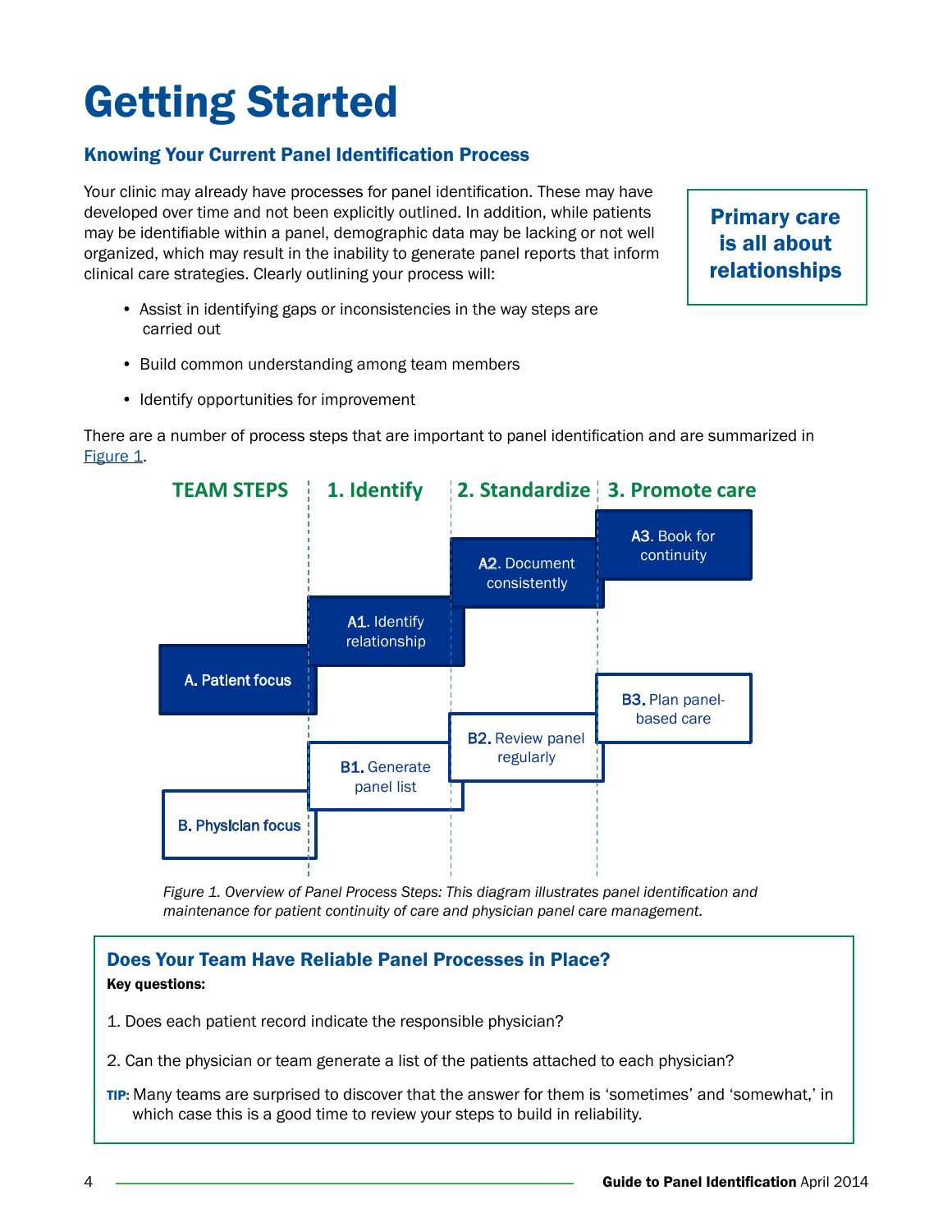# Getting Started

### Knowing Your Current Panel Identification Process

Your clinic may already have processes for panel identification. These may have developed over time and not been explicitly outlined. In addition, while patients may be identifiable within a panel, demographic data may be lacking or not well organized, which may result in the inability to generate panel reports that inform clinical care strategies. Clearly outlining your process will:

- Assist in identifying gaps or inconsistencies in the way steps are carried out
- Build common understanding among team members
- Identify opportunities for improvement

**Primary care is all about relationships**

There are a number of process steps that are important to panel identification and are summarized in Figure 1.

| TEAM STEPS | 1. Identify | 2. Standardize | 3. Promote care |
|---|---|---|---|
| **A. Patient focus** | **A1.** Identify relationship | **A2.** Document consistently | **A3.** Book for continuity |
| **B. Physician focus** | **B1.** Generate panel list | **B2.** Review panel regularly | **B3.** Plan panel-based care |

*Figure 1. Overview of Panel Process Steps: This diagram illustrates panel identification and maintenance for patient continuity of care and physician panel care management.*

### Does Your Team Have Reliable Panel Processes in Place?

**Key questions:**

1. Does each patient record indicate the responsible physician?
2. Can the physician or team generate a list of the patients attached to each physician?

**TIP:** Many teams are surprised to discover that the answer for them is 'sometimes' and 'somewhat,' in which case this is a good time to review your steps to build in reliability.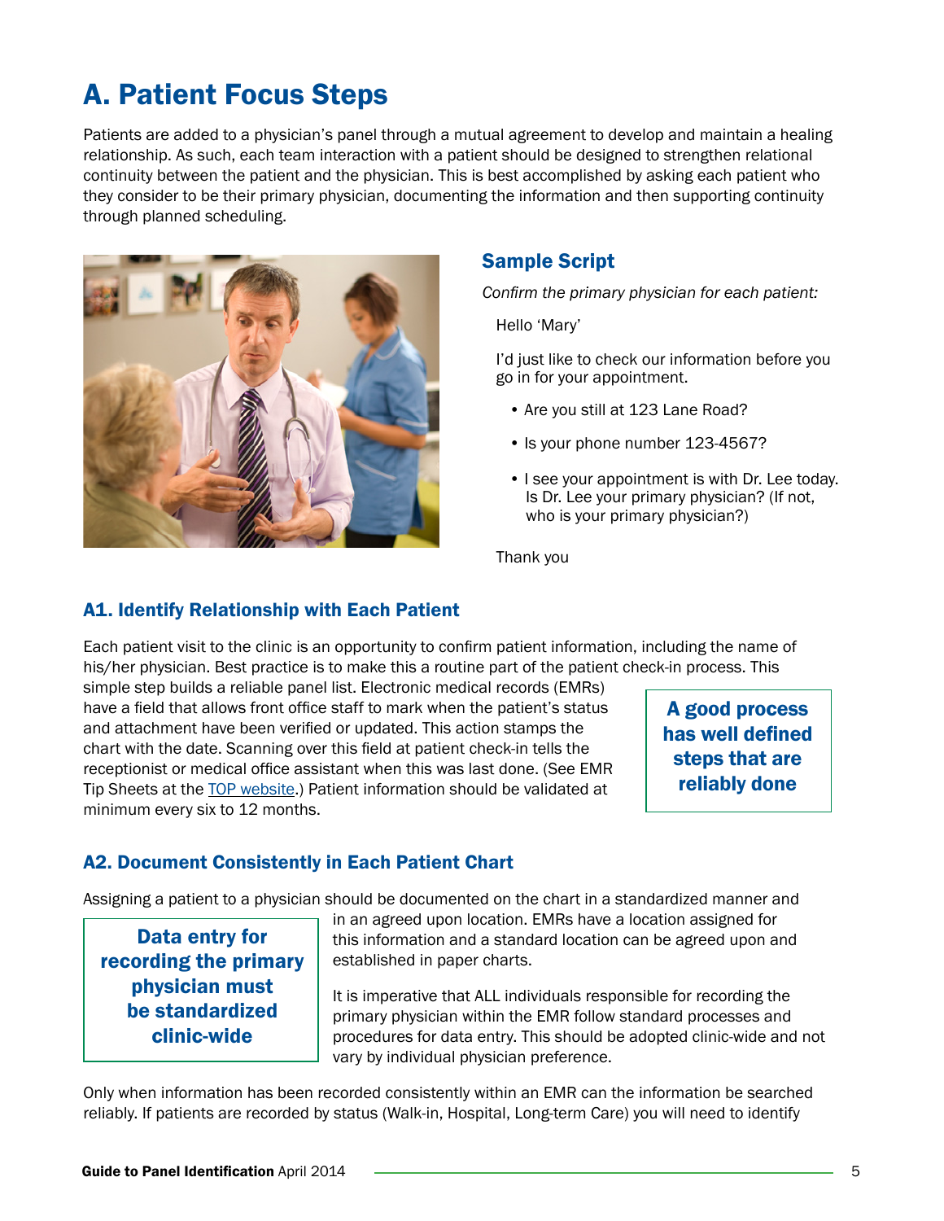# A. Patient Focus Steps

Patients are added to a physician's panel through a mutual agreement to develop and maintain a healing relationship. As such, each team interaction with a patient should be designed to strengthen relational continuity between the patient and the physician. This is best accomplished by asking each patient who they consider to be their primary physician, documenting the information and then supporting continuity through planned scheduling.

## Sample Script

*Confirm the primary physician for each patient:*

Hello 'Mary'

I'd just like to check our information before you go in for your appointment.

- Are you still at 123 Lane Road?
- Is your phone number 123-4567?
- I see your appointment is with Dr. Lee today. Is Dr. Lee your primary physician? (If not, who is your primary physician?)

Thank you

### A1. Identify Relationship with Each Patient

Each patient visit to the clinic is an opportunity to confirm patient information, including the name of his/her physician. Best practice is to make this a routine part of the patient check-in process. This simple step builds a reliable panel list. Electronic medical records (EMRs) have a field that allows front office staff to mark when the patient's status and attachment have been verified or updated. This action stamps the chart with the date. Scanning over this field at patient check-in tells the receptionist or medical office assistant when this was last done. (See EMR Tip Sheets at the TOP website.) Patient information should be validated at minimum every six to 12 months.

**A good process has well defined steps that are reliably done**

### A2. Document Consistently in Each Patient Chart

**Data entry for recording the primary physician must be standardized clinic-wide**

Assigning a patient to a physician should be documented on the chart in a standardized manner and in an agreed upon location. EMRs have a location assigned for this information and a standard location can be agreed upon and established in paper charts.

It is imperative that ALL individuals responsible for recording the primary physician within the EMR follow standard processes and procedures for data entry. This should be adopted clinic-wide and not vary by individual physician preference.

Only when information has been recorded consistently within an EMR can the information be searched reliably. If patients are recorded by status (Walk-in, Hospital, Long-term Care) you will need to identify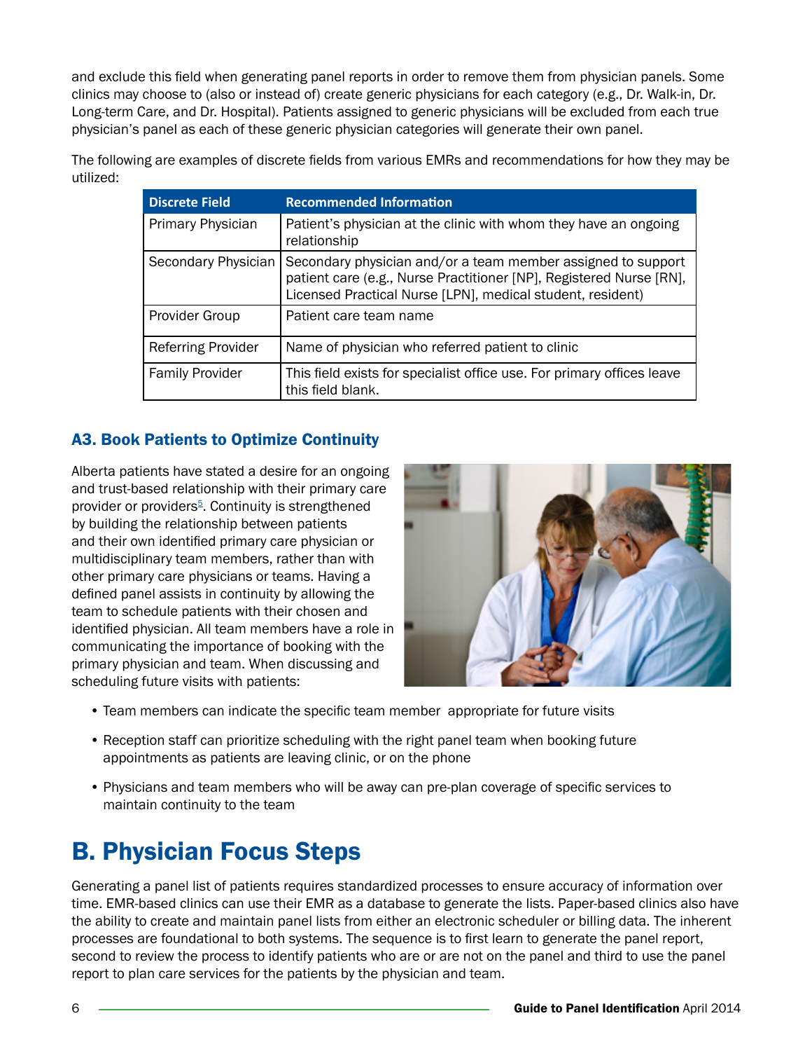and exclude this field when generating panel reports in order to remove them from physician panels. Some clinics may choose to (also or instead of) create generic physicians for each category (e.g., Dr. Walk-in, Dr. Long-term Care, and Dr. Hospital). Patients assigned to generic physicians will be excluded from each true physician's panel as each of these generic physician categories will generate their own panel.

The following are examples of discrete fields from various EMRs and recommendations for how they may be utilized:

| Discrete Field | Recommended Information |
|---|---|
| Primary Physician | Patient's physician at the clinic with whom they have an ongoing relationship |
| Secondary Physician | Secondary physician and/or a team member assigned to support patient care (e.g., Nurse Practitioner [NP], Registered Nurse [RN], Licensed Practical Nurse [LPN], medical student, resident) |
| Provider Group | Patient care team name |
| Referring Provider | Name of physician who referred patient to clinic |
| Family Provider | This field exists for specialist office use. For primary offices leave this field blank. |

### A3. Book Patients to Optimize Continuity

Alberta patients have stated a desire for an ongoing and trust-based relationship with their primary care provider or providers[5]. Continuity is strengthened by building the relationship between patients and their own identified primary care physician or multidisciplinary team members, rather than with other primary care physicians or teams. Having a defined panel assists in continuity by allowing the team to schedule patients with their chosen and identified physician. All team members have a role in communicating the importance of booking with the primary physician and team. When discussing and scheduling future visits with patients:

- Team members can indicate the specific team member appropriate for future visits
- Reception staff can prioritize scheduling with the right panel team when booking future appointments as patients are leaving clinic, or on the phone
- Physicians and team members who will be away can pre-plan coverage of specific services to maintain continuity to the team

# B. Physician Focus Steps

Generating a panel list of patients requires standardized processes to ensure accuracy of information over time. EMR-based clinics can use their EMR as a database to generate the lists. Paper-based clinics also have the ability to create and maintain panel lists from either an electronic scheduler or billing data. The inherent processes are foundational to both systems. The sequence is to first learn to generate the panel report, second to review the process to identify patients who are or are not on the panel and third to use the panel report to plan care services for the patients by the physician and team.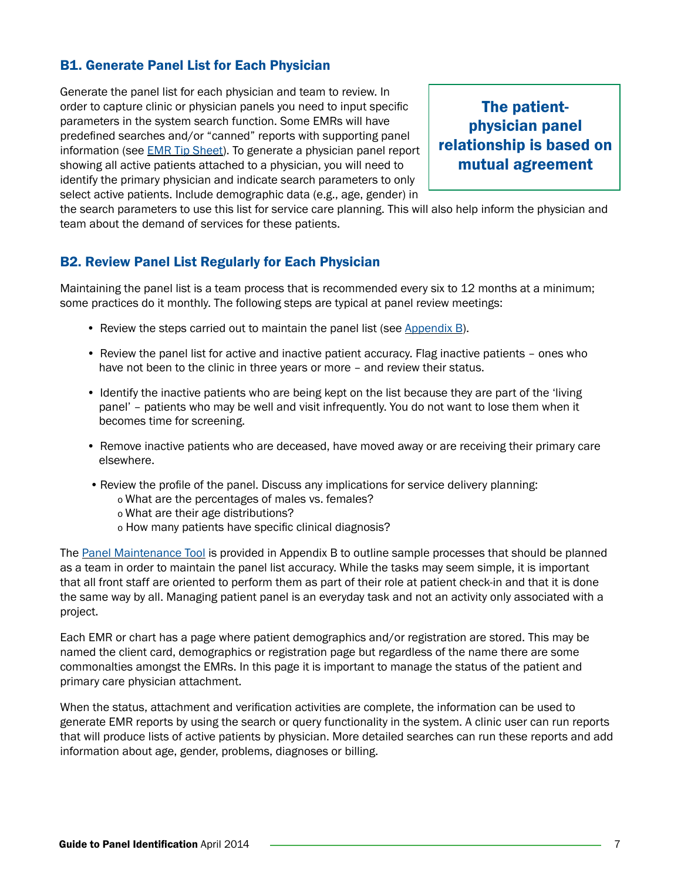### B1. Generate Panel List for Each Physician

**The patient-physician panel relationship is based on mutual agreement**

Generate the panel list for each physician and team to review. In order to capture clinic or physician panels you need to input specific parameters in the system search function. Some EMRs will have predefined searches and/or "canned" reports with supporting panel information (see EMR Tip Sheet). To generate a physician panel report showing all active patients attached to a physician, you will need to identify the primary physician and indicate search parameters to only select active patients. Include demographic data (e.g., age, gender) in the search parameters to use this list for service care planning. This will also help inform the physician and team about the demand of services for these patients.

### B2. Review Panel List Regularly for Each Physician

Maintaining the panel list is a team process that is recommended every six to 12 months at a minimum; some practices do it monthly. The following steps are typical at panel review meetings:

- Review the steps carried out to maintain the panel list (see Appendix B).
- Review the panel list for active and inactive patient accuracy. Flag inactive patients – ones who have not been to the clinic in three years or more – and review their status.
- Identify the inactive patients who are being kept on the list because they are part of the 'living panel' – patients who may be well and visit infrequently. You do not want to lose them when it becomes time for screening.
- Remove inactive patients who are deceased, have moved away or are receiving their primary care elsewhere.
- Review the profile of the panel. Discuss any implications for service delivery planning:
  - What are the percentages of males vs. females?
  - What are their age distributions?
  - How many patients have specific clinical diagnosis?

The Panel Maintenance Tool is provided in Appendix B to outline sample processes that should be planned as a team in order to maintain the panel list accuracy. While the tasks may seem simple, it is important that all front staff are oriented to perform them as part of their role at patient check-in and that it is done the same way by all. Managing patient panel is an everyday task and not an activity only associated with a project.

Each EMR or chart has a page where patient demographics and/or registration are stored. This may be named the client card, demographics or registration page but regardless of the name there are some commonalties amongst the EMRs. In this page it is important to manage the status of the patient and primary care physician attachment.

When the status, attachment and verification activities are complete, the information can be used to generate EMR reports by using the search or query functionality in the system. A clinic user can run reports that will produce lists of active patients by physician. More detailed searches can run these reports and add information about age, gender, problems, diagnoses or billing.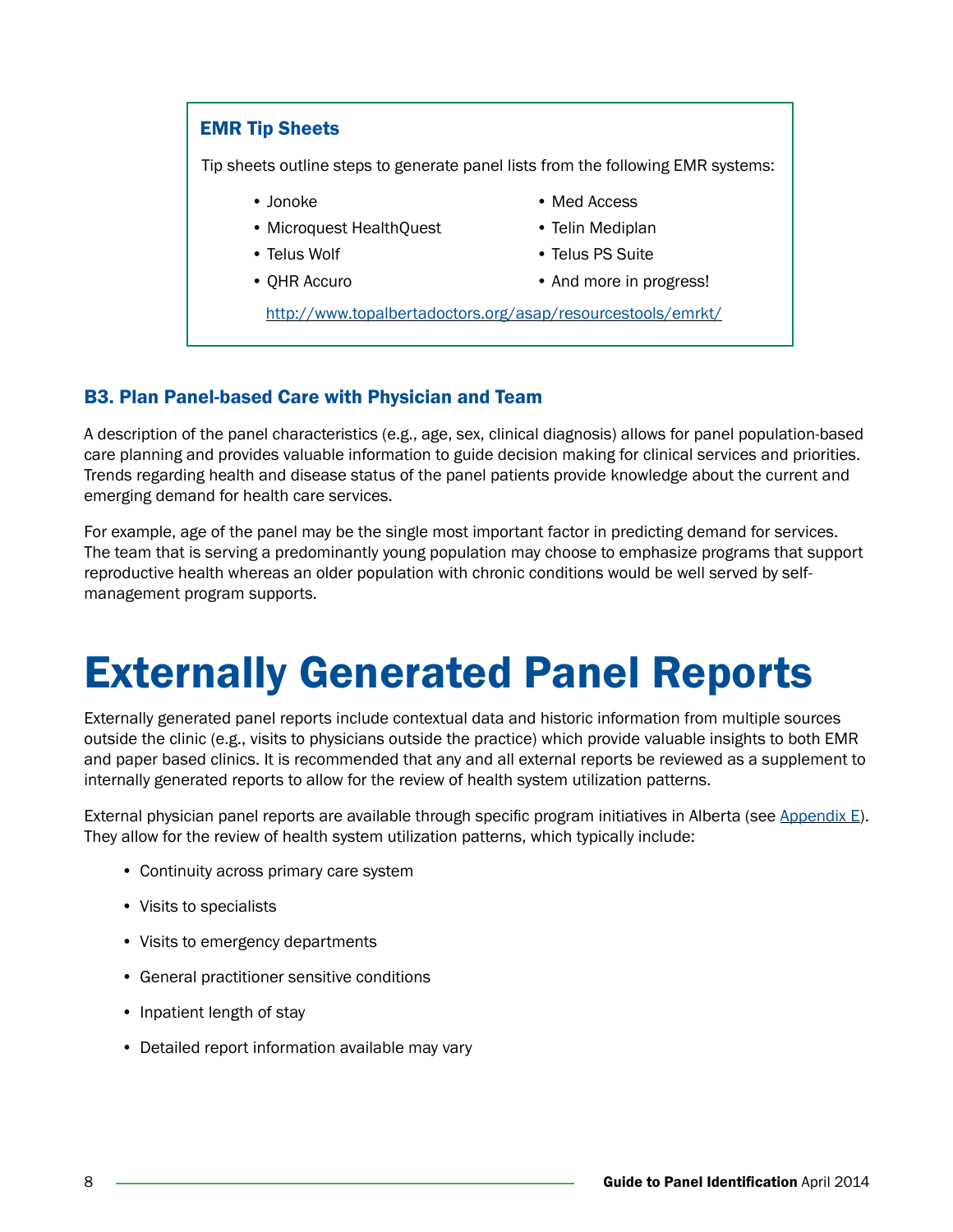### EMR Tip Sheets

Tip sheets outline steps to generate panel lists from the following EMR systems:

- Jonoke
- Microquest HealthQuest
- Telus Wolf
- QHR Accuro
- Med Access
- Telin Mediplan
- Telus PS Suite
- And more in progress!

http://www.topalbertadoctors.org/asap/resourcestools/emrkt/

### B3. Plan Panel-based Care with Physician and Team

A description of the panel characteristics (e.g., age, sex, clinical diagnosis) allows for panel population-based care planning and provides valuable information to guide decision making for clinical services and priorities. Trends regarding health and disease status of the panel patients provide knowledge about the current and emerging demand for health care services.

For example, age of the panel may be the single most important factor in predicting demand for services. The team that is serving a predominantly young population may choose to emphasize programs that support reproductive health whereas an older population with chronic conditions would be well served by self-management program supports.

# Externally Generated Panel Reports

Externally generated panel reports include contextual data and historic information from multiple sources outside the clinic (e.g., visits to physicians outside the practice) which provide valuable insights to both EMR and paper based clinics. It is recommended that any and all external reports be reviewed as a supplement to internally generated reports to allow for the review of health system utilization patterns.

External physician panel reports are available through specific program initiatives in Alberta (see Appendix E). They allow for the review of health system utilization patterns, which typically include:

- Continuity across primary care system
- Visits to specialists
- Visits to emergency departments
- General practitioner sensitive conditions
- Inpatient length of stay
- Detailed report information available may vary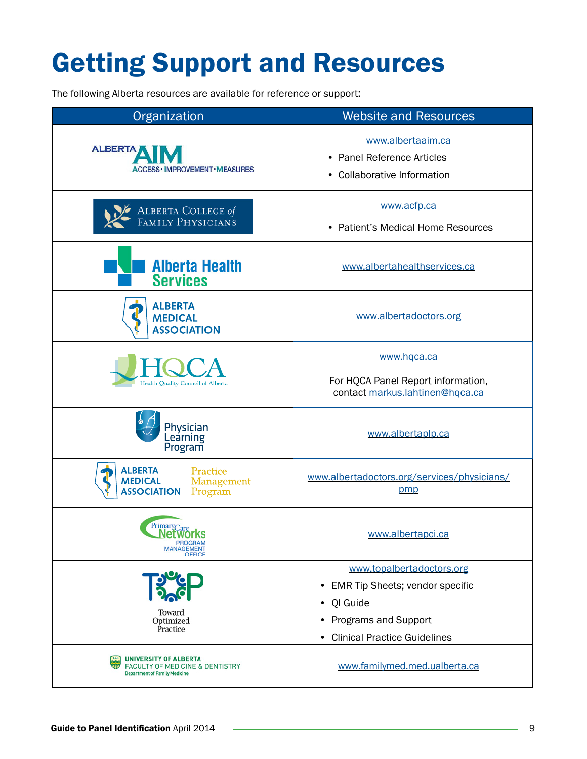# Getting Support and Resources

The following Alberta resources are available for reference or support:

| Organization | Website and Resources |
|---|---|
| Alberta AIM – Access • Improvement • Measures | www.albertaaim.ca<br>• Panel Reference Articles<br>• Collaborative Information |
| Alberta College of Family Physicians | www.acfp.ca<br>• Patient's Medical Home Resources |
| Alberta Health Services | www.albertahealthservices.ca |
| Alberta Medical Association | www.albertadoctors.org |
| HQCA – Health Quality Council of Alberta | www.hqca.ca<br>For HQCA Panel Report information, contact markus.lahtinen@hqca.ca |
| Physician Learning Program | www.albertaplp.ca |
| Alberta Medical Association – Practice Management Program | www.albertadoctors.org/services/physicians/pmp |
| Primary Care Networks Program Management Office | www.albertapci.ca |
| TOP – Toward Optimized Practice | www.topalbertadoctors.org<br>• EMR Tip Sheets; vendor specific<br>• QI Guide<br>• Programs and Support<br>• Clinical Practice Guidelines |
| University of Alberta Faculty of Medicine & Dentistry, Department of Family Medicine | www.familymed.med.ualberta.ca |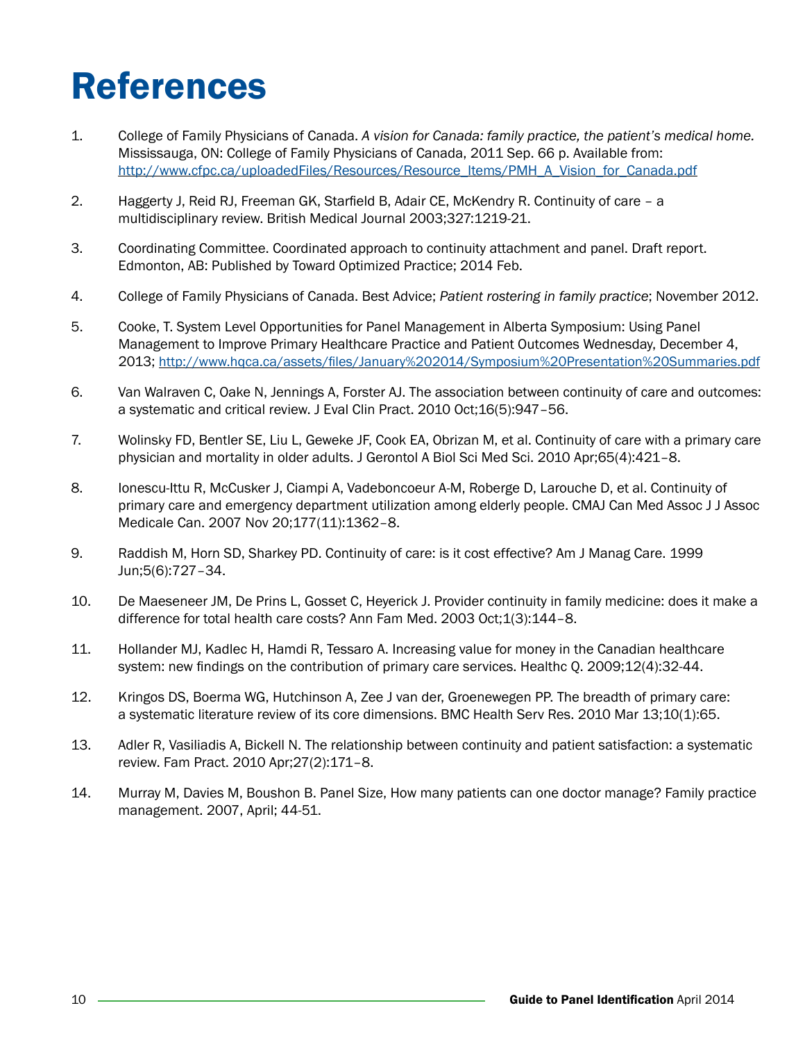# References

1. College of Family Physicians of Canada. *A vision for Canada: family practice, the patient's medical home.* Mississauga, ON: College of Family Physicians of Canada, 2011 Sep. 66 p. Available from: http://www.cfpc.ca/uploadedFiles/Resources/Resource_Items/PMH_A_Vision_for_Canada.pdf

2. Haggerty J, Reid RJ, Freeman GK, Starfield B, Adair CE, McKendry R. Continuity of care – a multidisciplinary review. British Medical Journal 2003;327:1219-21.

3. Coordinating Committee. Coordinated approach to continuity attachment and panel. Draft report. Edmonton, AB: Published by Toward Optimized Practice; 2014 Feb.

4. College of Family Physicians of Canada. Best Advice; *Patient rostering in family practice*; November 2012.

5. Cooke, T. System Level Opportunities for Panel Management in Alberta Symposium: Using Panel Management to Improve Primary Healthcare Practice and Patient Outcomes Wednesday, December 4, 2013; http://www.hqca.ca/assets/files/January%202014/Symposium%20Presentation%20Summaries.pdf

6. Van Walraven C, Oake N, Jennings A, Forster AJ. The association between continuity of care and outcomes: a systematic and critical review. J Eval Clin Pract. 2010 Oct;16(5):947–56.

7. Wolinsky FD, Bentler SE, Liu L, Geweke JF, Cook EA, Obrizan M, et al. Continuity of care with a primary care physician and mortality in older adults. J Gerontol A Biol Sci Med Sci. 2010 Apr;65(4):421–8.

8. Ionescu-Ittu R, McCusker J, Ciampi A, Vadeboncoeur A-M, Roberge D, Larouche D, et al. Continuity of primary care and emergency department utilization among elderly people. CMAJ Can Med Assoc J J Assoc Medicale Can. 2007 Nov 20;177(11):1362–8.

9. Raddish M, Horn SD, Sharkey PD. Continuity of care: is it cost effective? Am J Manag Care. 1999 Jun;5(6):727–34.

10. De Maeseneer JM, De Prins L, Gosset C, Heyerick J. Provider continuity in family medicine: does it make a difference for total health care costs? Ann Fam Med. 2003 Oct;1(3):144–8.

11. Hollander MJ, Kadlec H, Hamdi R, Tessaro A. Increasing value for money in the Canadian healthcare system: new findings on the contribution of primary care services. Healthc Q. 2009;12(4):32-44.

12. Kringos DS, Boerma WG, Hutchinson A, Zee J van der, Groenewegen PP. The breadth of primary care: a systematic literature review of its core dimensions. BMC Health Serv Res. 2010 Mar 13;10(1):65.

13. Adler R, Vasiliadis A, Bickell N. The relationship between continuity and patient satisfaction: a systematic review. Fam Pract. 2010 Apr;27(2):171–8.

14. Murray M, Davies M, Boushon B. Panel Size, How many patients can one doctor manage? Family practice management. 2007, April; 44-51.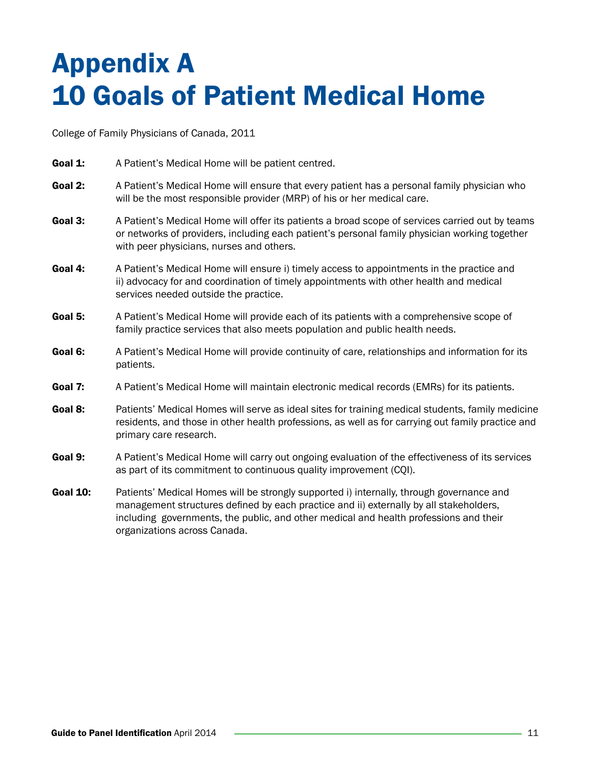# Appendix A
# 10 Goals of Patient Medical Home

College of Family Physicians of Canada, 2011

**Goal 1:** A Patient's Medical Home will be patient centred.

**Goal 2:** A Patient's Medical Home will ensure that every patient has a personal family physician who will be the most responsible provider (MRP) of his or her medical care.

**Goal 3:** A Patient's Medical Home will offer its patients a broad scope of services carried out by teams or networks of providers, including each patient's personal family physician working together with peer physicians, nurses and others.

**Goal 4:** A Patient's Medical Home will ensure i) timely access to appointments in the practice and ii) advocacy for and coordination of timely appointments with other health and medical services needed outside the practice.

**Goal 5:** A Patient's Medical Home will provide each of its patients with a comprehensive scope of family practice services that also meets population and public health needs.

**Goal 6:** A Patient's Medical Home will provide continuity of care, relationships and information for its patients.

**Goal 7:** A Patient's Medical Home will maintain electronic medical records (EMRs) for its patients.

**Goal 8:** Patients' Medical Homes will serve as ideal sites for training medical students, family medicine residents, and those in other health professions, as well as for carrying out family practice and primary care research.

**Goal 9:** A Patient's Medical Home will carry out ongoing evaluation of the effectiveness of its services as part of its commitment to continuous quality improvement (CQI).

**Goal 10:** Patients' Medical Homes will be strongly supported i) internally, through governance and management structures defined by each practice and ii) externally by all stakeholders, including governments, the public, and other medical and health professions and their organizations across Canada.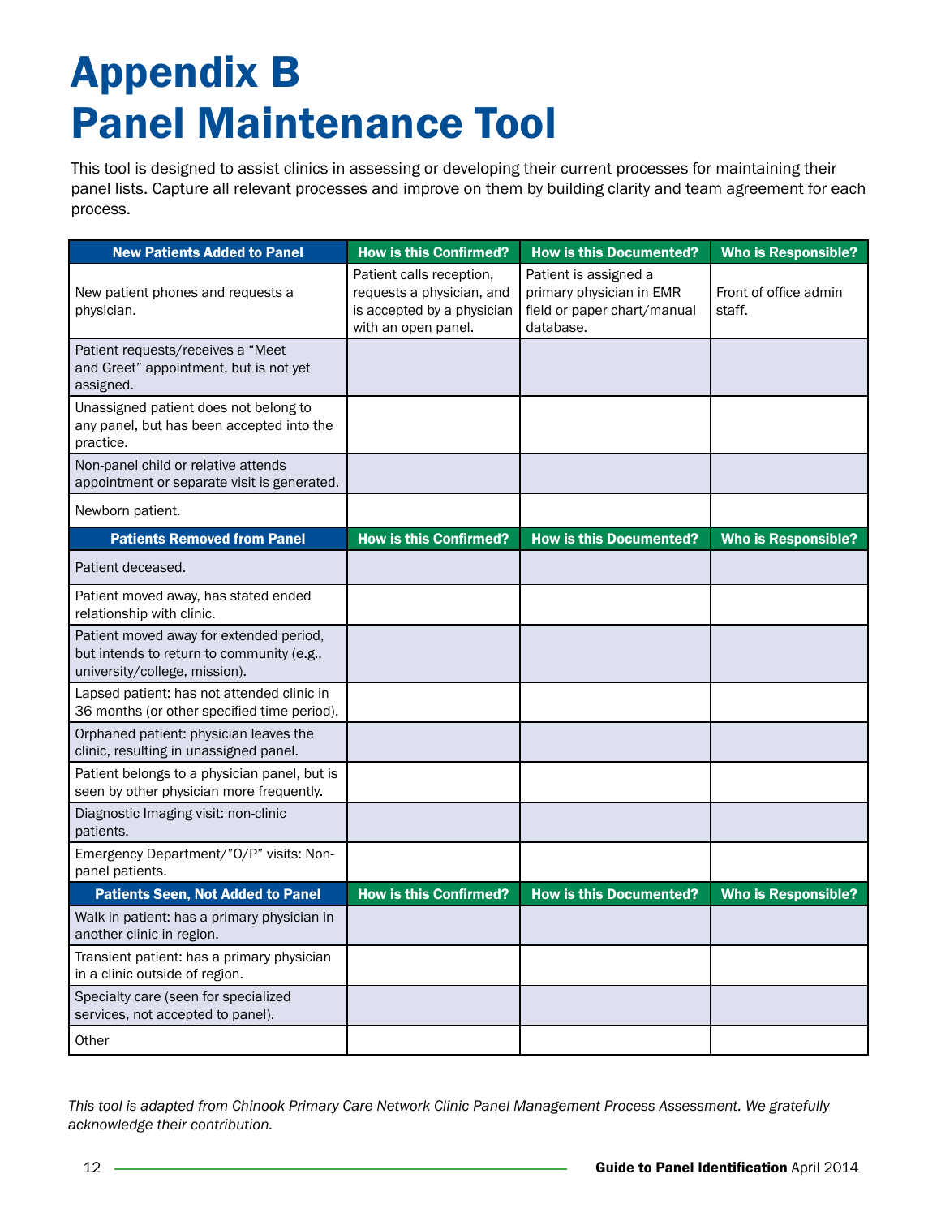# Appendix B
# Panel Maintenance Tool

This tool is designed to assist clinics in assessing or developing their current processes for maintaining their panel lists. Capture all relevant processes and improve on them by building clarity and team agreement for each process.

| New Patients Added to Panel | How is this Confirmed? | How is this Documented? | Who is Responsible? |
|---|---|---|---|
| New patient phones and requests a physician. | Patient calls reception, requests a physician, and is accepted by a physician with an open panel. | Patient is assigned a primary physician in EMR field or paper chart/manual database. | Front of office admin staff. |
| Patient requests/receives a "Meet and Greet" appointment, but is not yet assigned. | | | |
| Unassigned patient does not belong to any panel, but has been accepted into the practice. | | | |
| Non-panel child or relative attends appointment or separate visit is generated. | | | |
| Newborn patient. | | | |
| **Patients Removed from Panel** | **How is this Confirmed?** | **How is this Documented?** | **Who is Responsible?** |
| Patient deceased. | | | |
| Patient moved away, has stated ended relationship with clinic. | | | |
| Patient moved away for extended period, but intends to return to community (e.g., university/college, mission). | | | |
| Lapsed patient: has not attended clinic in 36 months (or other specified time period). | | | |
| Orphaned patient: physician leaves the clinic, resulting in unassigned panel. | | | |
| Patient belongs to a physician panel, but is seen by other physician more frequently. | | | |
| Diagnostic Imaging visit: non-clinic patients. | | | |
| Emergency Department/"O/P" visits: Non-panel patients. | | | |
| **Patients Seen, Not Added to Panel** | **How is this Confirmed?** | **How is this Documented?** | **Who is Responsible?** |
| Walk-in patient: has a primary physician in another clinic in region. | | | |
| Transient patient: has a primary physician in a clinic outside of region. | | | |
| Specialty care (seen for specialized services, not accepted to panel). | | | |
| Other | | | |

*This tool is adapted from Chinook Primary Care Network Clinic Panel Management Process Assessment. We gratefully acknowledge their contribution.*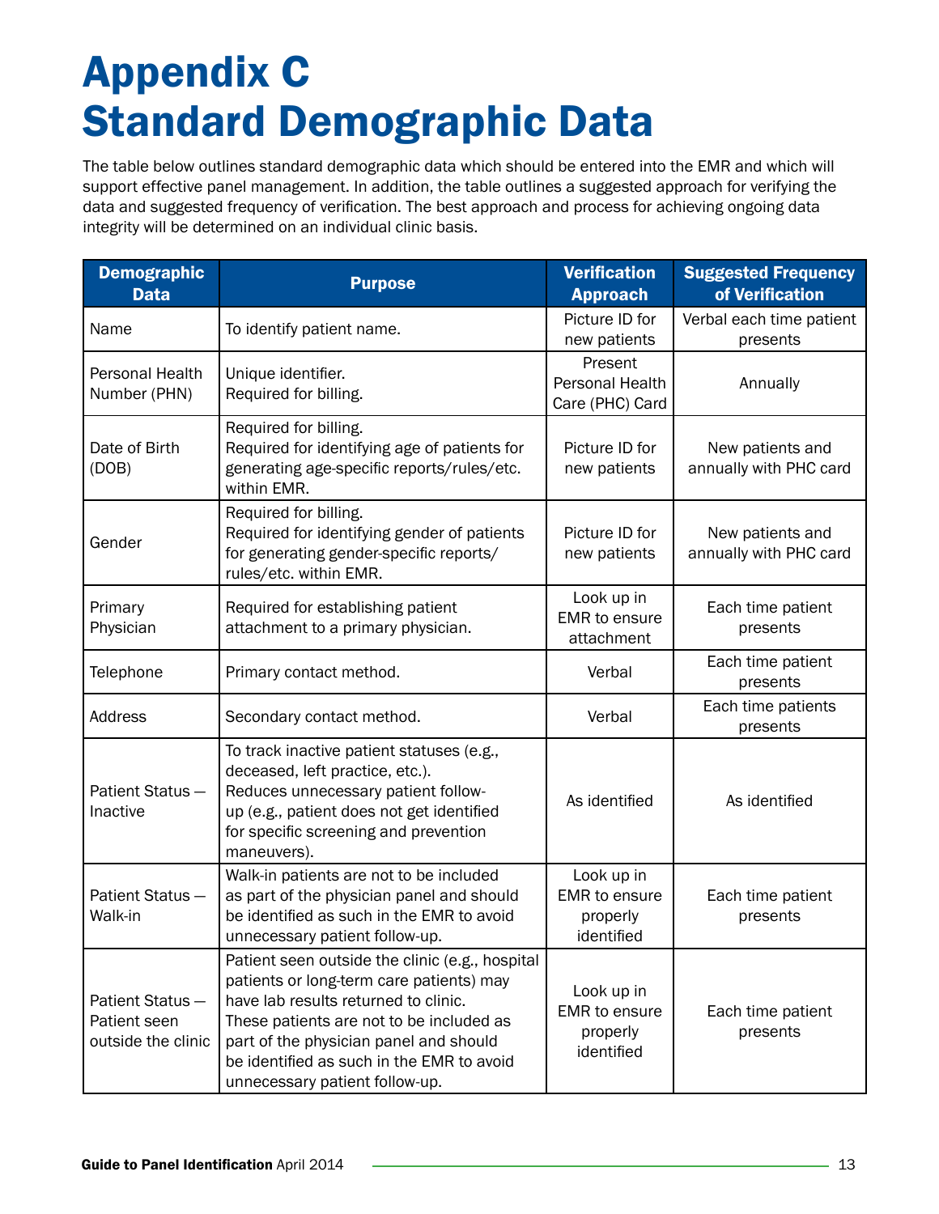# Appendix C Standard Demographic Data

The table below outlines standard demographic data which should be entered into the EMR and which will support effective panel management. In addition, the table outlines a suggested approach for verifying the data and suggested frequency of verification. The best approach and process for achieving ongoing data integrity will be determined on an individual clinic basis.

| Demographic Data | Purpose | Verification Approach | Suggested Frequency of Verification |
|---|---|---|---|
| Name | To identify patient name. | Picture ID for new patients | Verbal each time patient presents |
| Personal Health Number (PHN) | Unique identifier.<br>Required for billing. | Present Personal Health Care (PHC) Card | Annually |
| Date of Birth (DOB) | Required for billing.<br>Required for identifying age of patients for generating age-specific reports/rules/etc. within EMR. | Picture ID for new patients | New patients and annually with PHC card |
| Gender | Required for billing.<br>Required for identifying gender of patients for generating gender-specific reports/rules/etc. within EMR. | Picture ID for new patients | New patients and annually with PHC card |
| Primary Physician | Required for establishing patient attachment to a primary physician. | Look up in EMR to ensure attachment | Each time patient presents |
| Telephone | Primary contact method. | Verbal | Each time patient presents |
| Address | Secondary contact method. | Verbal | Each time patients presents |
| Patient Status — Inactive | To track inactive patient statuses (e.g., deceased, left practice, etc.).<br>Reduces unnecessary patient follow-up (e.g., patient does not get identified for specific screening and prevention maneuvers). | As identified | As identified |
| Patient Status — Walk-in | Walk-in patients are not to be included as part of the physician panel and should be identified as such in the EMR to avoid unnecessary patient follow-up. | Look up in EMR to ensure properly identified | Each time patient presents |
| Patient Status — Patient seen outside the clinic | Patient seen outside the clinic (e.g., hospital patients or long-term care patients) may have lab results returned to clinic.<br>These patients are not to be included as part of the physician panel and should be identified as such in the EMR to avoid unnecessary patient follow-up. | Look up in EMR to ensure properly identified | Each time patient presents |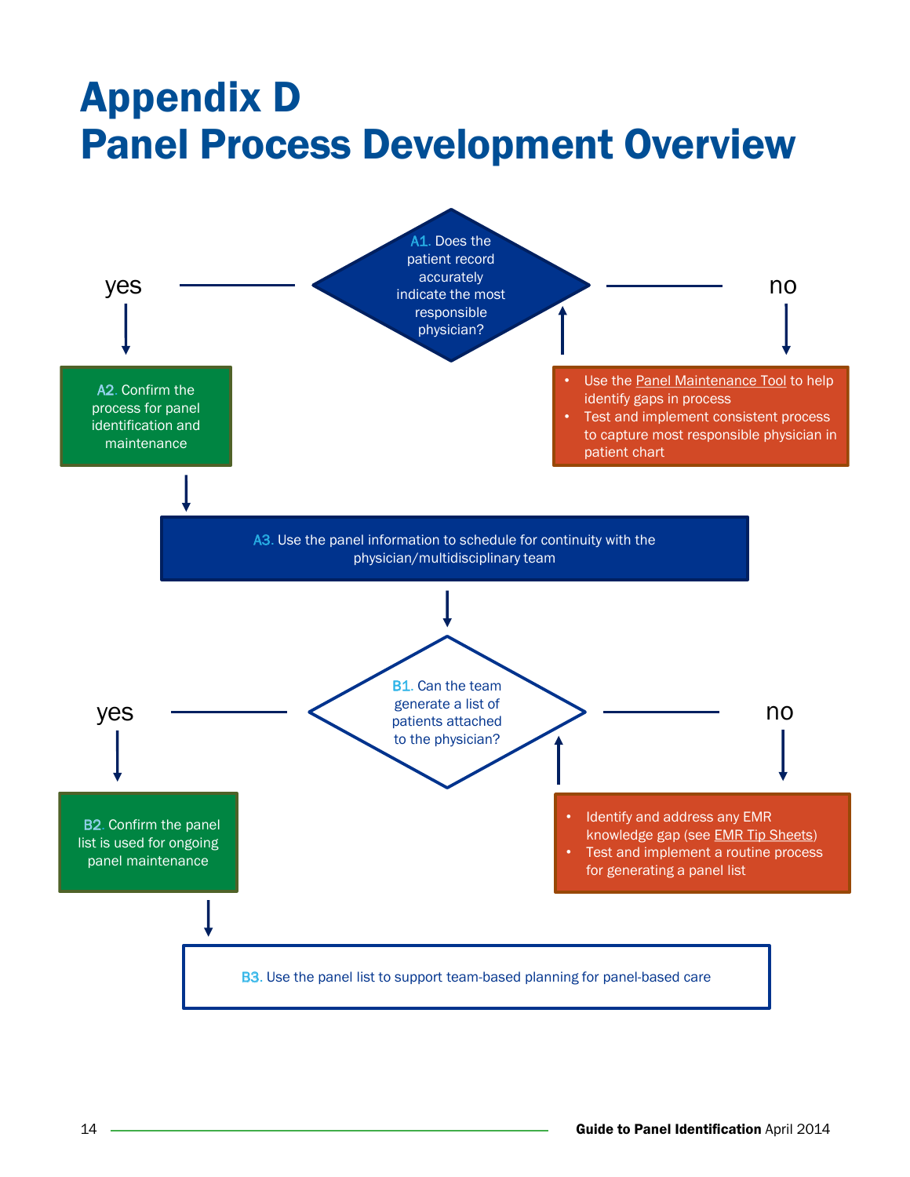# Appendix D
# Panel Process Development Overview

**A1.** Does the patient record accurately indicate the most responsible physician?

- **yes** → **A2.** Confirm the process for panel identification and maintenance
- **no** →
  - Use the Panel Maintenance Tool to help identify gaps in process
  - Test and implement consistent process to capture most responsible physician in patient chart

**A3.** Use the panel information to schedule for continuity with the physician/multidisciplinary team

**B1.** Can the team generate a list of patients attached to the physician?

- **yes** → **B2.** Confirm the panel list is used for ongoing panel maintenance
- **no** →
  - Identify and address any EMR knowledge gap (see EMR Tip Sheets)
  - Test and implement a routine process for generating a panel list

**B3.** Use the panel list to support team-based planning for panel-based care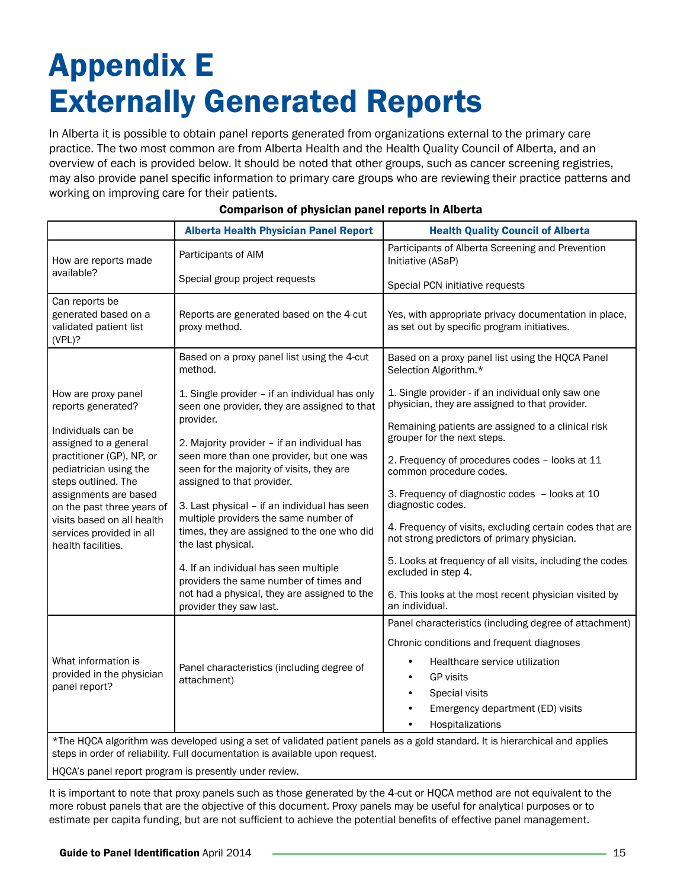# Appendix E
# Externally Generated Reports

In Alberta it is possible to obtain panel reports generated from organizations external to the primary care practice. The two most common are from Alberta Health and the Health Quality Council of Alberta, and an overview of each is provided below. It should be noted that other groups, such as cancer screening registries, may also provide panel specific information to primary care groups who are reviewing their practice patterns and working on improving care for their patients.

**Comparison of physician panel reports in Alberta**

| | Alberta Health Physician Panel Report | Health Quality Council of Alberta |
|---|---|---|
| How are reports made available? | Participants of AIM<br><br>Special group project requests | Participants of Alberta Screening and Prevention Initiative (ASaP)<br><br>Special PCN initiative requests |
| Can reports be generated based on a validated patient list (VPL)? | Reports are generated based on the 4-cut proxy method. | Yes, with appropriate privacy documentation in place, as set out by specific program initiatives. |
| How are proxy panel reports generated?<br><br>Individuals can be assigned to a general practitioner (GP), NP, or pediatrician using the steps outlined. The assignments are based on the past three years of visits based on all health services provided in all health facilities. | Based on a proxy panel list using the 4-cut method.<br><br>1. Single provider – if an individual has only seen one provider, they are assigned to that provider.<br><br>2. Majority provider – if an individual has seen more than one provider, but one was seen for the majority of visits, they are assigned to that provider.<br><br>3. Last physical – if an individual has seen multiple providers the same number of times, they are assigned to the one who did the last physical.<br><br>4. If an individual has seen multiple providers the same number of times and not had a physical, they are assigned to the provider they saw last. | Based on a proxy panel list using the HQCA Panel Selection Algorithm.*<br><br>1. Single provider - if an individual only saw one physician, they are assigned to that provider.<br><br>Remaining patients are assigned to a clinical risk grouper for the next steps.<br><br>2. Frequency of procedures codes – looks at 11 common procedure codes.<br><br>3. Frequency of diagnostic codes – looks at 10 diagnostic codes.<br><br>4. Frequency of visits, excluding certain codes that are not strong predictors of primary physician.<br><br>5. Looks at frequency of all visits, including the codes excluded in step 4.<br><br>6. This looks at the most recent physician visited by an individual. |
| What information is provided in the physician panel report? | Panel characteristics (including degree of attachment) | Panel characteristics (including degree of attachment)<br><br>Chronic conditions and frequent diagnoses<br>• Healthcare service utilization<br>• GP visits<br>• Special visits<br>• Emergency department (ED) visits<br>• Hospitalizations |

*The HQCA algorithm was developed using a set of validated patient panels as a gold standard. It is hierarchical and applies steps in order of reliability. Full documentation is available upon request.

HQCA's panel report program is presently under review.

It is important to note that proxy panels such as those generated by the 4-cut or HQCA method are not equivalent to the more robust panels that are the objective of this document. Proxy panels may be useful for analytical purposes or to estimate per capita funding, but are not sufficient to achieve the potential benefits of effective panel management.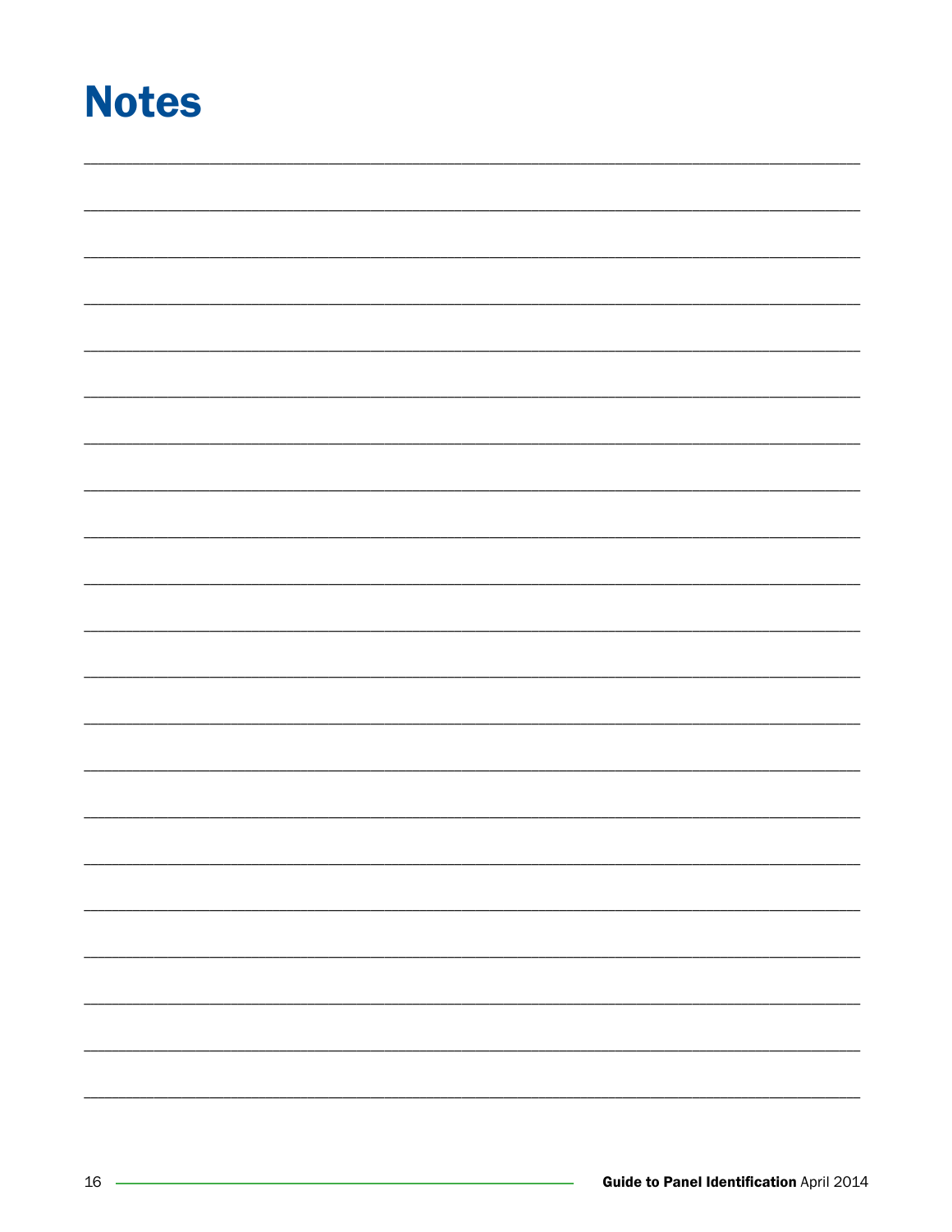# Notes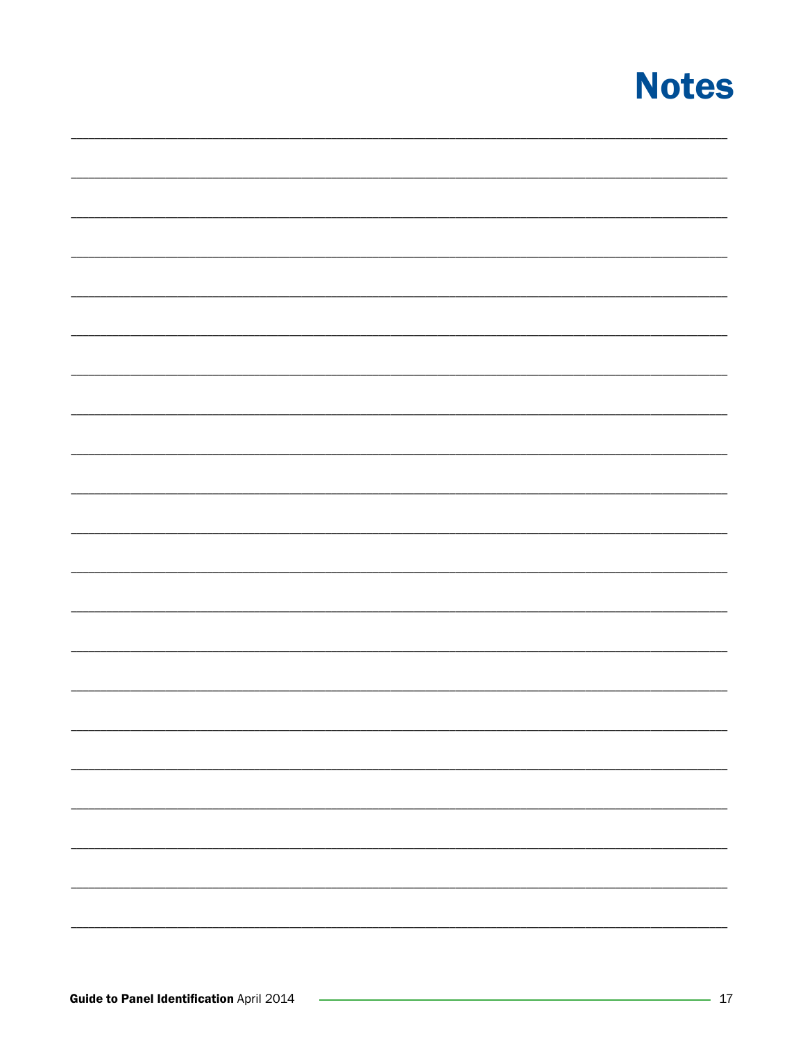# Notes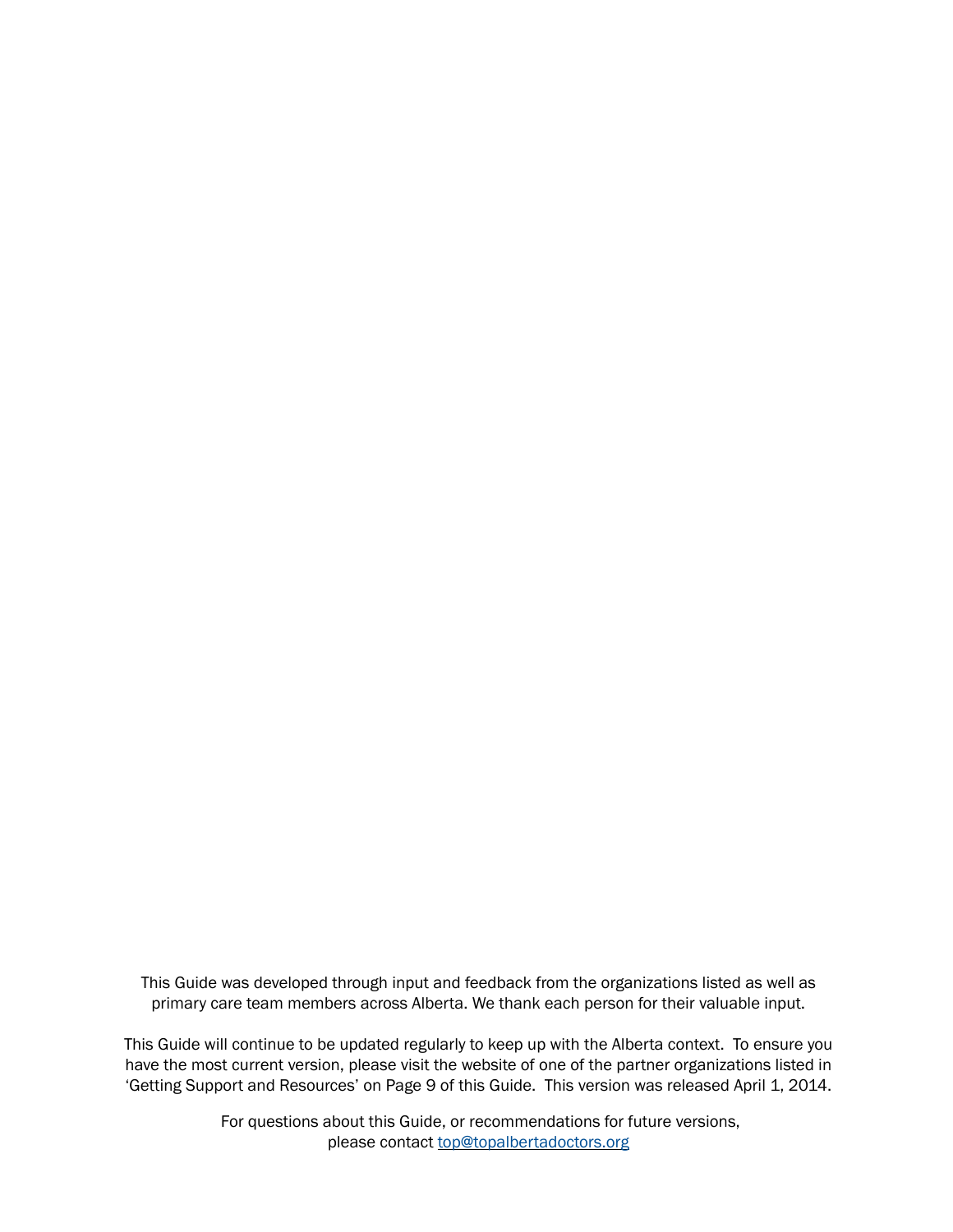This Guide was developed through input and feedback from the organizations listed as well as primary care team members across Alberta. We thank each person for their valuable input.

This Guide will continue to be updated regularly to keep up with the Alberta context. To ensure you have the most current version, please visit the website of one of the partner organizations listed in 'Getting Support and Resources' on Page 9 of this Guide. This version was released April 1, 2014.

For questions about this Guide, or recommendations for future versions, please contact top@topalbertadoctors.org